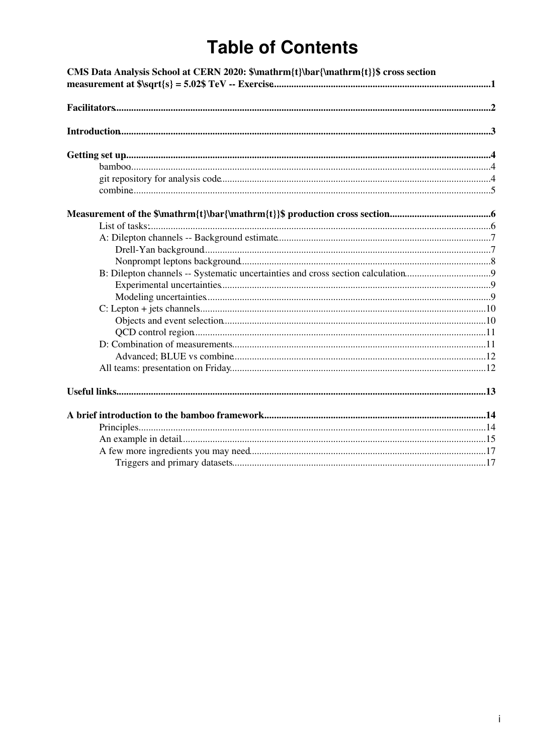# Table of Contents

**CMS Data Analysis School at CERN 2020: $\mathrm{t}\bar{\mathrm{t}}$ cross section measurement at $\sqrt{s} = 5.02$ TeV -- Exercise** ....... **1**

**Facilitators** ....... **2**

**Introduction** ....... **3**

**Getting set up** ....... **4**

- bamboo ....... 4
- git repository for analysis code ....... 4
- combine ....... 5

**Measurement of the $\mathrm{t}\bar{\mathrm{t}}$ production cross section** ....... **6**

- List of tasks: ....... 6
- A: Dilepton channels -- Background estimate ....... 7
  - Drell-Yan background ....... 7
  - Nonprompt leptons background ....... 8
- B: Dilepton channels -- Systematic uncertainties and cross section calculation ....... 9
  - Experimental uncertainties ....... 9
  - Modeling uncertainties ....... 9
- C: Lepton + jets channels ....... 10
  - Objects and event selection ....... 10
  - QCD control region ....... 11
- D: Combination of measurements ....... 11
  - Advanced; BLUE vs combine ....... 12
- All teams: presentation on Friday ....... 12

**Useful links** ....... **13**

**A brief introduction to the bamboo framework** ....... **14**

- Principles ....... 14
- An example in detail ....... 15
- A few more ingredients you may need ....... 17
  - Triggers and primary datasets ....... 17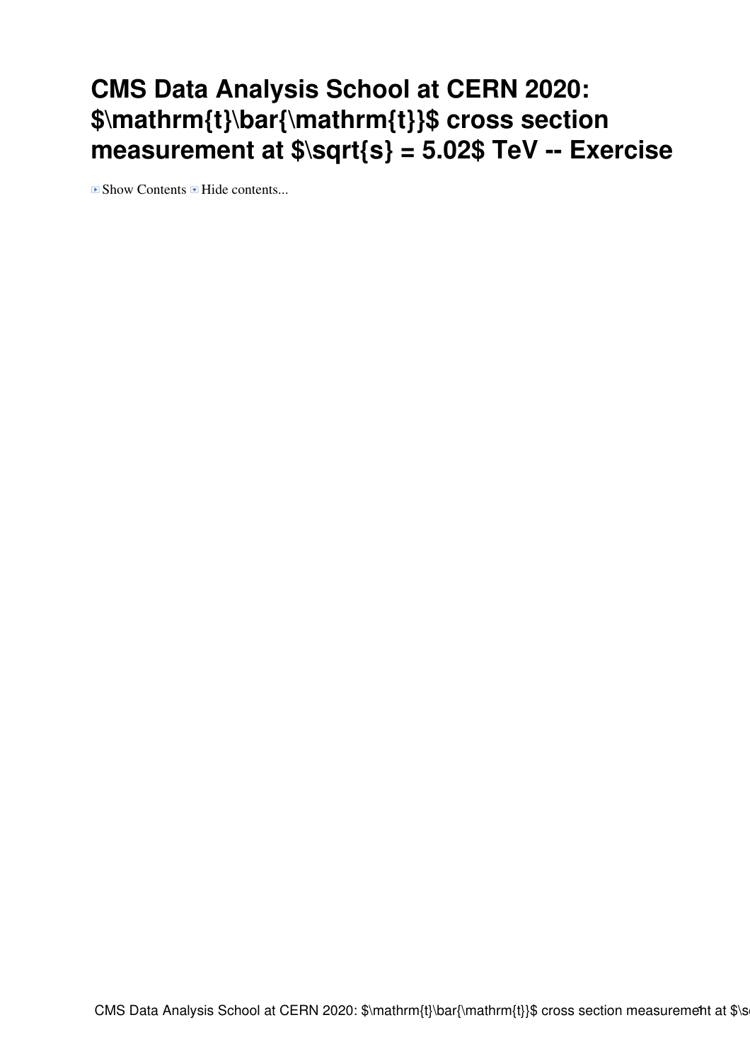# CMS Data Analysis School at CERN 2020: $\mathrm{t}\bar{\mathrm{t}}$ cross section measurement at $\sqrt{s} = 5.02$ TeV -- Exercise

Show Contents Hide contents...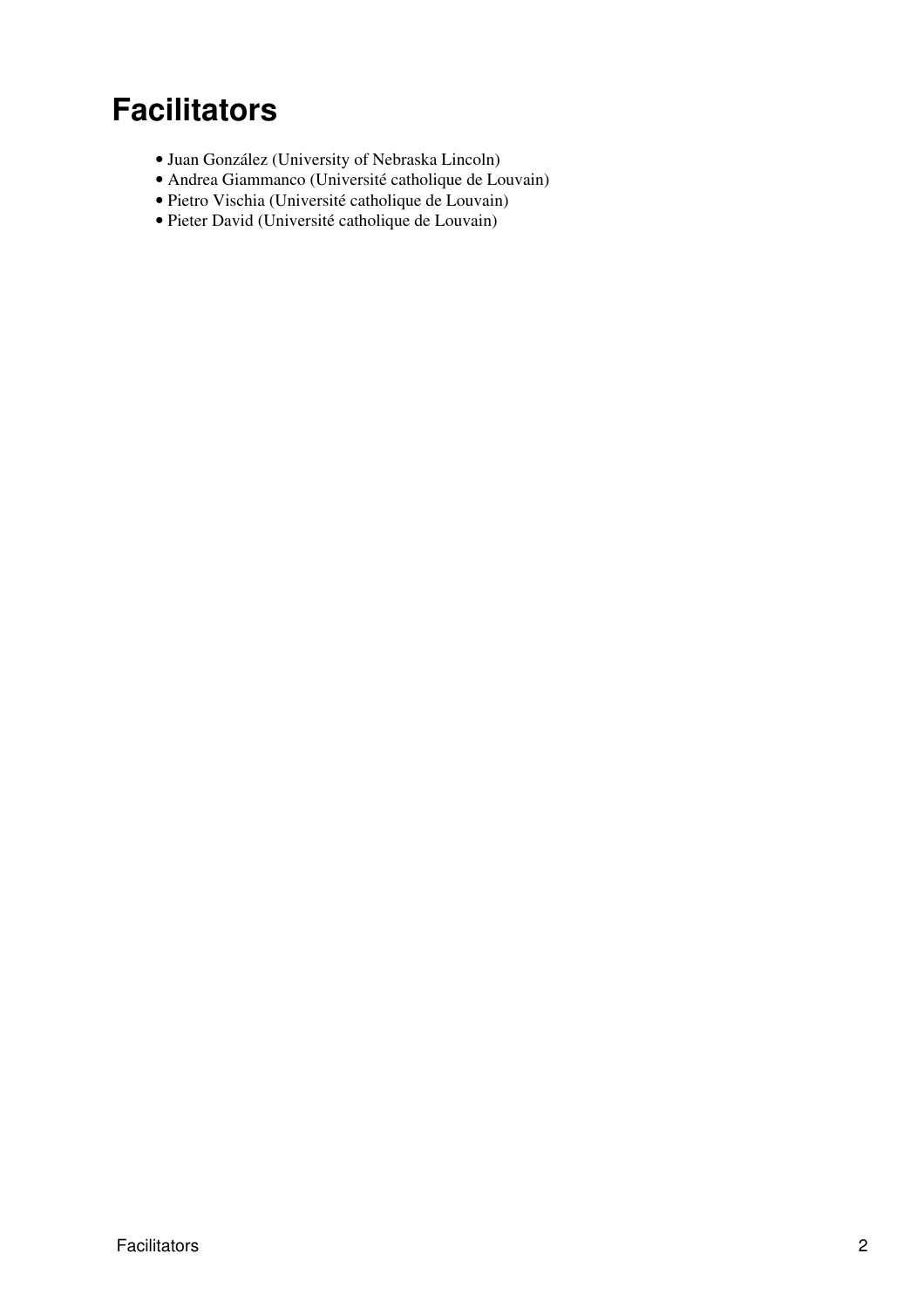# Facilitators

- Juan González (University of Nebraska Lincoln)
- Andrea Giammanco (Université catholique de Louvain)
- Pietro Vischia (Université catholique de Louvain)
- Pieter David (Université catholique de Louvain)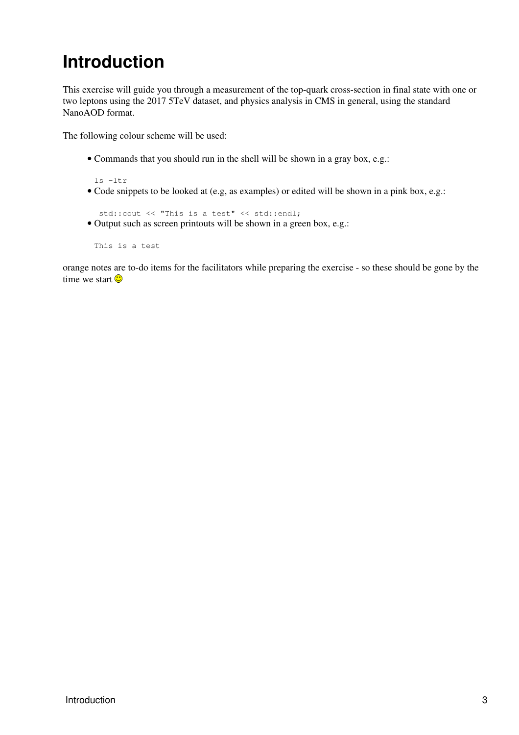# Introduction

This exercise will guide you through a measurement of the top-quark cross-section in final state with one or two leptons using the 2017 5TeV dataset, and physics analysis in CMS in general, using the standard NanoAOD format.

The following colour scheme will be used:

- Commands that you should run in the shell will be shown in a gray box, e.g.:

```
ls -ltr
```

- Code snippets to be looked at (e.g, as examples) or edited will be shown in a pink box, e.g.:

```
std::cout << "This is a test" << std::endl;
```

- Output such as screen printouts will be shown in a green box, e.g.:

```
This is a test
```

orange notes are to-do items for the facilitators while preparing the exercise - so these should be gone by the time we start 🙂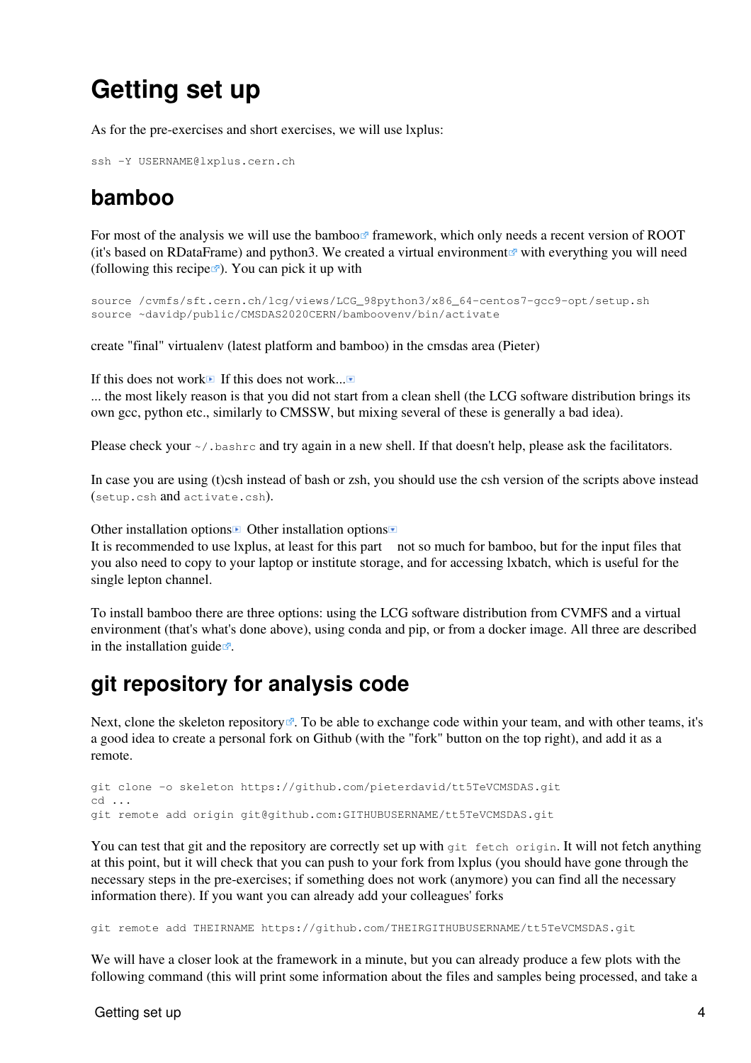# Getting set up

As for the pre-exercises and short exercises, we will use lxplus:

```
ssh -Y USERNAME@lxplus.cern.ch
```

## bamboo

For most of the analysis we will use the bamboo framework, which only needs a recent version of ROOT (it's based on RDataFrame) and python3. We created a virtual environment with everything you will need (following this recipe). You can pick it up with

```
source /cvmfs/sft.cern.ch/lcg/views/LCG_98python3/x86_64-centos7-gcc9-opt/setup.sh
source ~davidp/public/CMSDAS2020CERN/bamboovenv/bin/activate
```

create "final" virtualenv (latest platform and bamboo) in the cmsdas area (Pieter)

If this does not work If this does not work...
... the most likely reason is that you did not start from a clean shell (the LCG software distribution brings its own gcc, python etc., similarly to CMSSW, but mixing several of these is generally a bad idea).

Please check your `~/.bashrc` and try again in a new shell. If that doesn't help, please ask the facilitators.

In case you are using (t)csh instead of bash or zsh, you should use the csh version of the scripts above instead (`setup.csh` and `activate.csh`).

Other installation options Other installation options
It is recommended to use lxplus, at least for this part not so much for bamboo, but for the input files that you also need to copy to your laptop or institute storage, and for accessing lxbatch, which is useful for the single lepton channel.

To install bamboo there are three options: using the LCG software distribution from CVMFS and a virtual environment (that's what's done above), using conda and pip, or from a docker image. All three are described in the installation guide.

## git repository for analysis code

Next, clone the skeleton repository. To be able to exchange code within your team, and with other teams, it's a good idea to create a personal fork on Github (with the "fork" button on the top right), and add it as a remote.

```
git clone -o skeleton https://github.com/pieterdavid/tt5TeVCMSDAS.git
cd ...
git remote add origin git@github.com:GITHUBUSERNAME/tt5TeVCMSDAS.git
```

You can test that git and the repository are correctly set up with `git fetch origin`. It will not fetch anything at this point, but it will check that you can push to your fork from lxplus (you should have gone through the necessary steps in the pre-exercises; if something does not work (anymore) you can find all the necessary information there). If you want you can already add your colleagues' forks

```
git remote add THEIRNAME https://github.com/THEIRGITHUBUSERNAME/tt5TeVCMSDAS.git
```

We will have a closer look at the framework in a minute, but you can already produce a few plots with the following command (this will print some information about the files and samples being processed, and take a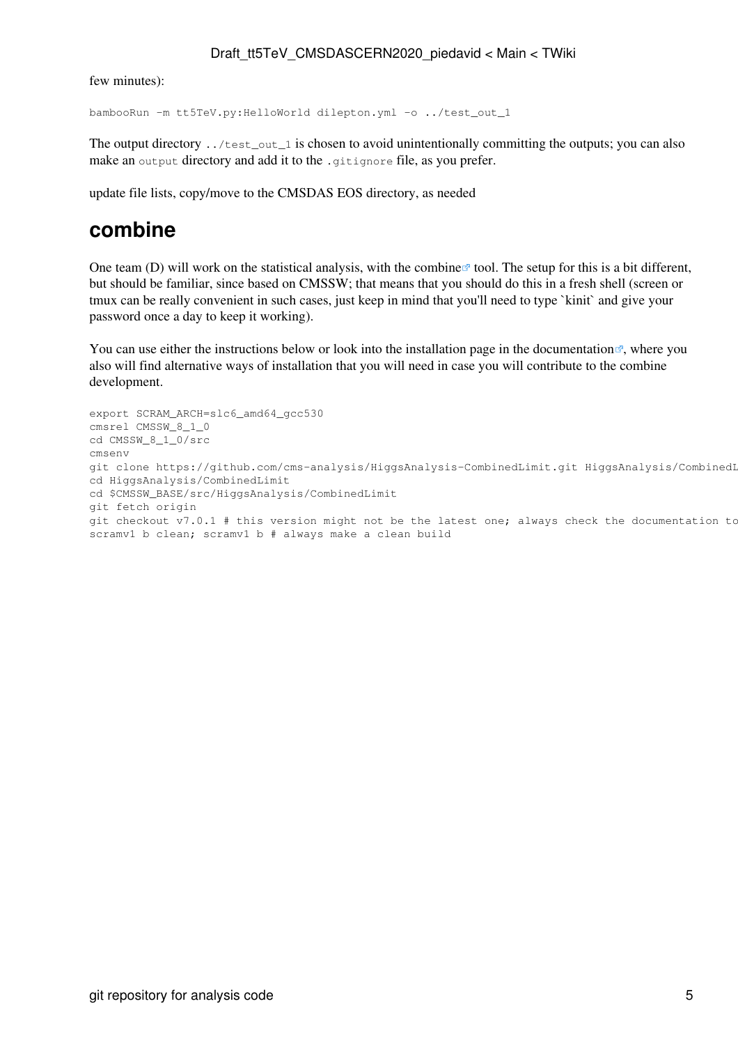few minutes):

```
bambooRun -m tt5TeV.py:HelloWorld dilepton.yml -o ../test_out_1
```

The output directory `../test_out_1` is chosen to avoid unintentionally committing the outputs; you can also make an `output` directory and add it to the `.gitignore` file, as you prefer.

update file lists, copy/move to the CMSDAS EOS directory, as needed

# combine

One team (D) will work on the statistical analysis, with the combine tool. The setup for this is a bit different, but should be familiar, since based on CMSSW; that means that you should do this in a fresh shell (screen or tmux can be really convenient in such cases, just keep in mind that you'll need to type `kinit` and give your password once a day to keep it working).

You can use either the instructions below or look into the installation page in the documentation, where you also will find alternative ways of installation that you will need in case you will contribute to the combine development.

```
export SCRAM_ARCH=slc6_amd64_gcc530
cmsrel CMSSW_8_1_0
cd CMSSW_8_1_0/src
cmsenv
git clone https://github.com/cms-analysis/HiggsAnalysis-CombinedLimit.git HiggsAnalysis/CombinedL
cd HiggsAnalysis/CombinedLimit
cd $CMSSW_BASE/src/HiggsAnalysis/CombinedLimit
git fetch origin
git checkout v7.0.1 # this version might not be the latest one; always check the documentation to
scramv1 b clean; scramv1 b # always make a clean build
```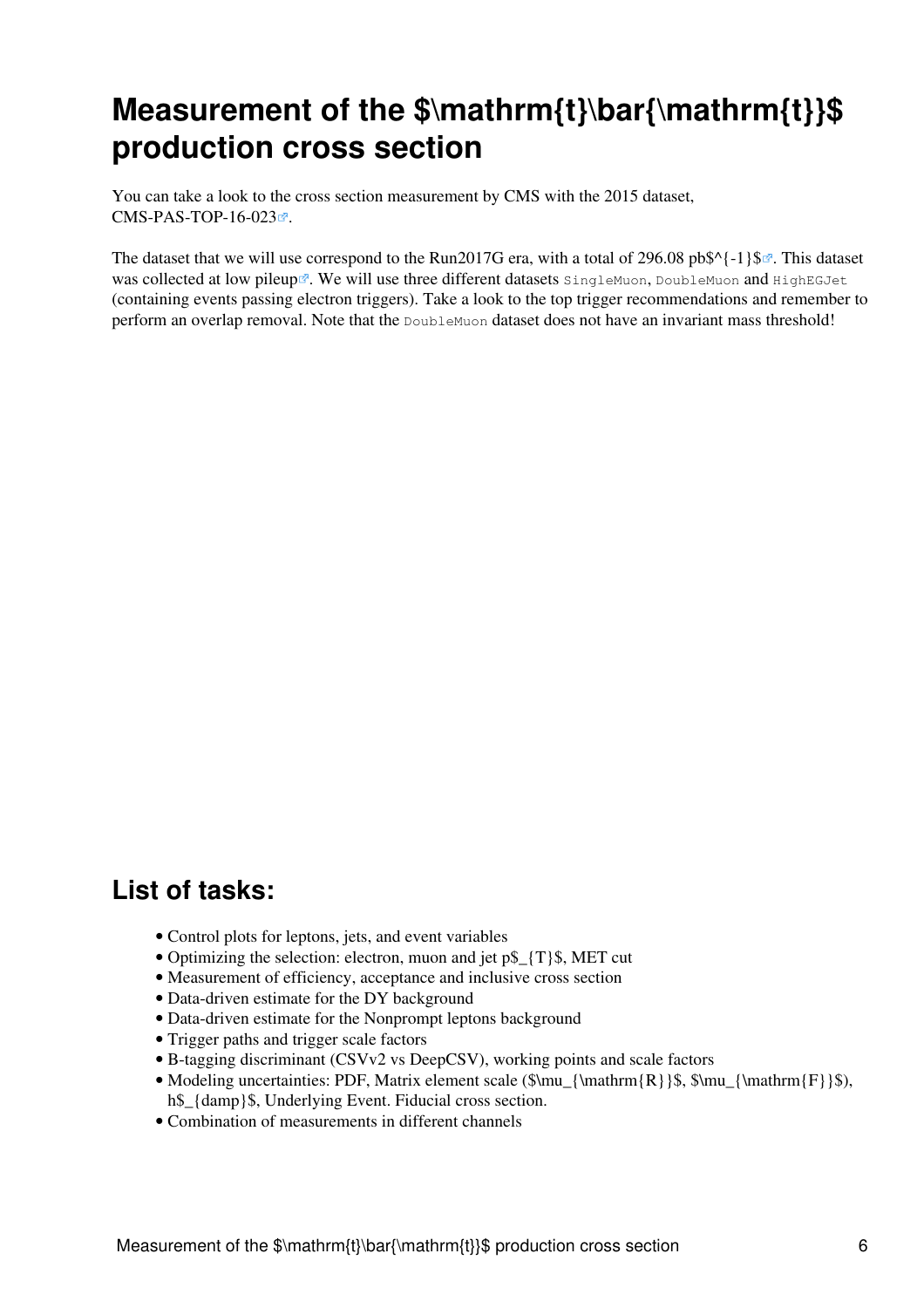# Measurement of the $\mathrm{t}\bar{\mathrm{t}}$ production cross section

You can take a look to the cross section measurement by CMS with the 2015 dataset, CMS-PAS-TOP-16-023.

The dataset that we will use correspond to the Run2017G era, with a total of 296.08 $pb^{-1}$. This dataset was collected at low pileup. We will use three different datasets `SingleMuon`, `DoubleMuon` and `HighEGJet` (containing events passing electron triggers). Take a look to the top trigger recommendations and remember to perform an overlap removal. Note that the `DoubleMuon` dataset does not have an invariant mass threshold!

## List of tasks:

- Control plots for leptons, jets, and event variables
- Optimizing the selection: electron, muon and jet $p_{T}$, MET cut
- Measurement of efficiency, acceptance and inclusive cross section
- Data-driven estimate for the DY background
- Data-driven estimate for the Nonprompt leptons background
- Trigger paths and trigger scale factors
- B-tagging discriminant (CSVv2 vs DeepCSV), working points and scale factors
- Modeling uncertainties: PDF, Matrix element scale ($\mu_{\mathrm{R}}$, $\mu_{\mathrm{F}}$), $h_{damp}$, Underlying Event. Fiducial cross section.
- Combination of measurements in different channels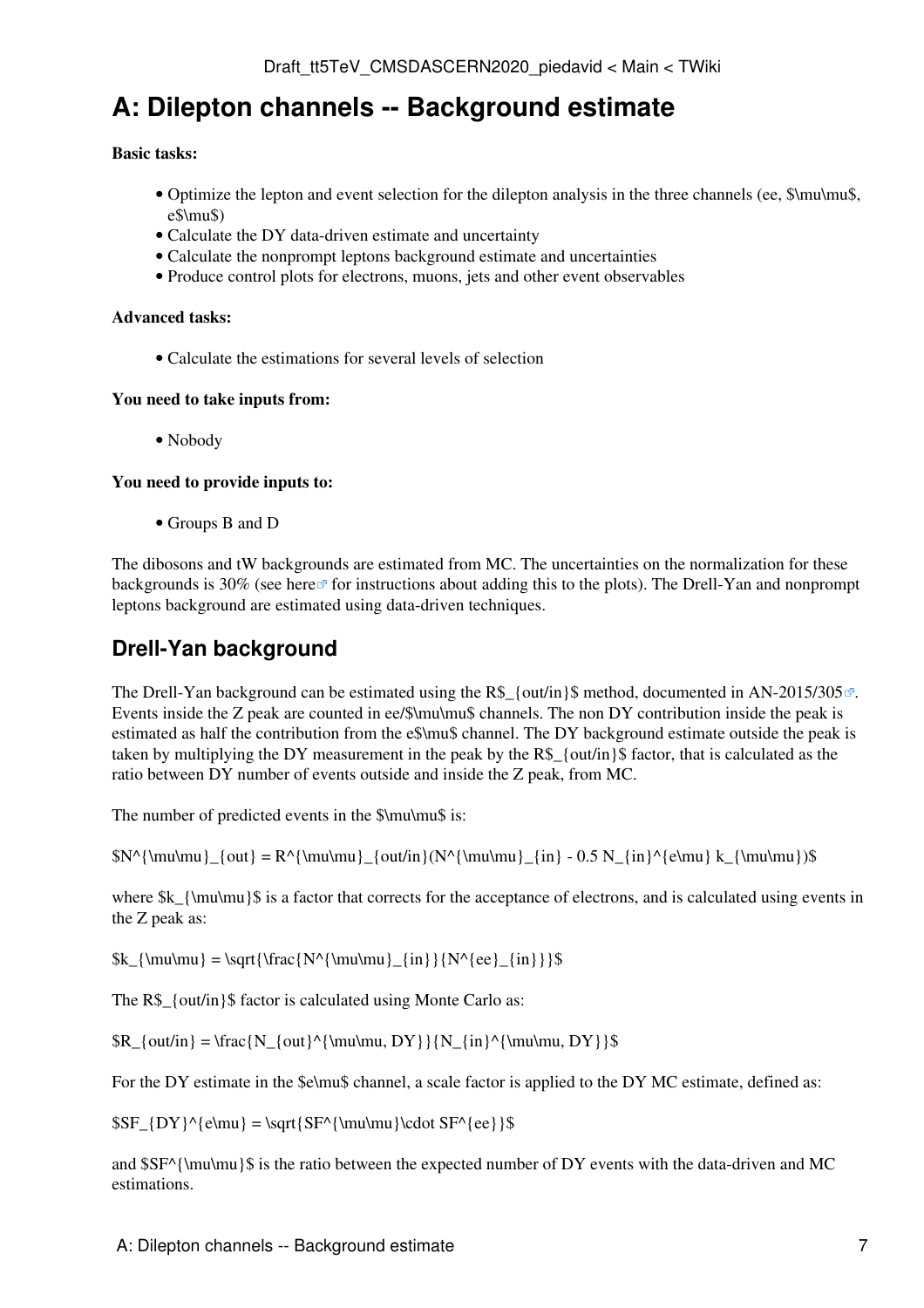# A: Dilepton channels -- Background estimate

**Basic tasks:**

- Optimize the lepton and event selection for the dilepton analysis in the three channels (ee, $\mu\mu$, e$\mu$)
- Calculate the DY data-driven estimate and uncertainty
- Calculate the nonprompt leptons background estimate and uncertainties
- Produce control plots for electrons, muons, jets and other event observables

**Advanced tasks:**

- Calculate the estimations for several levels of selection

**You need to take inputs from:**

- Nobody

**You need to provide inputs to:**

- Groups B and D

The dibosons and tW backgrounds are estimated from MC. The uncertainties on the normalization for these backgrounds is 30% (see here for instructions about adding this to the plots). The Drell-Yan and nonprompt leptons background are estimated using data-driven techniques.

## Drell-Yan background

The Drell-Yan background can be estimated using the $R_{out/in}$ method, documented in AN-2015/305. Events inside the Z peak are counted in ee/$\mu\mu$ channels. The non DY contribution inside the peak is estimated as half the contribution from the e$\mu$ channel. The DY background estimate outside the peak is taken by multiplying the DY measurement in the peak by the $R_{out/in}$ factor, that is calculated as the ratio between DY number of events outside and inside the Z peak, from MC.

The number of predicted events in the $\mu\mu$ is:

$N^{\mu\mu}_{out} = R^{\mu\mu}_{out/in}(N^{\mu\mu}_{in} - 0.5 N_{in}^{e\mu} k_{\mu\mu})$

where $k_{\mu\mu}$ is a factor that corrects for the acceptance of electrons, and is calculated using events in the Z peak as:

$k_{\mu\mu} = \sqrt{\frac{N^{\mu\mu}_{in}}{N^{ee}_{in}}}$

The $R_{out/in}$ factor is calculated using Monte Carlo as:

$R_{out/in} = \frac{N_{out}^{\mu\mu, DY}}{N_{in}^{\mu\mu, DY}}$

For the DY estimate in the $e\mu$ channel, a scale factor is applied to the DY MC estimate, defined as:

$SF_{DY}^{e\mu} = \sqrt{SF^{\mu\mu}\cdot SF^{ee}}$

and $SF^{\mu\mu}$ is the ratio between the expected number of DY events with the data-driven and MC estimations.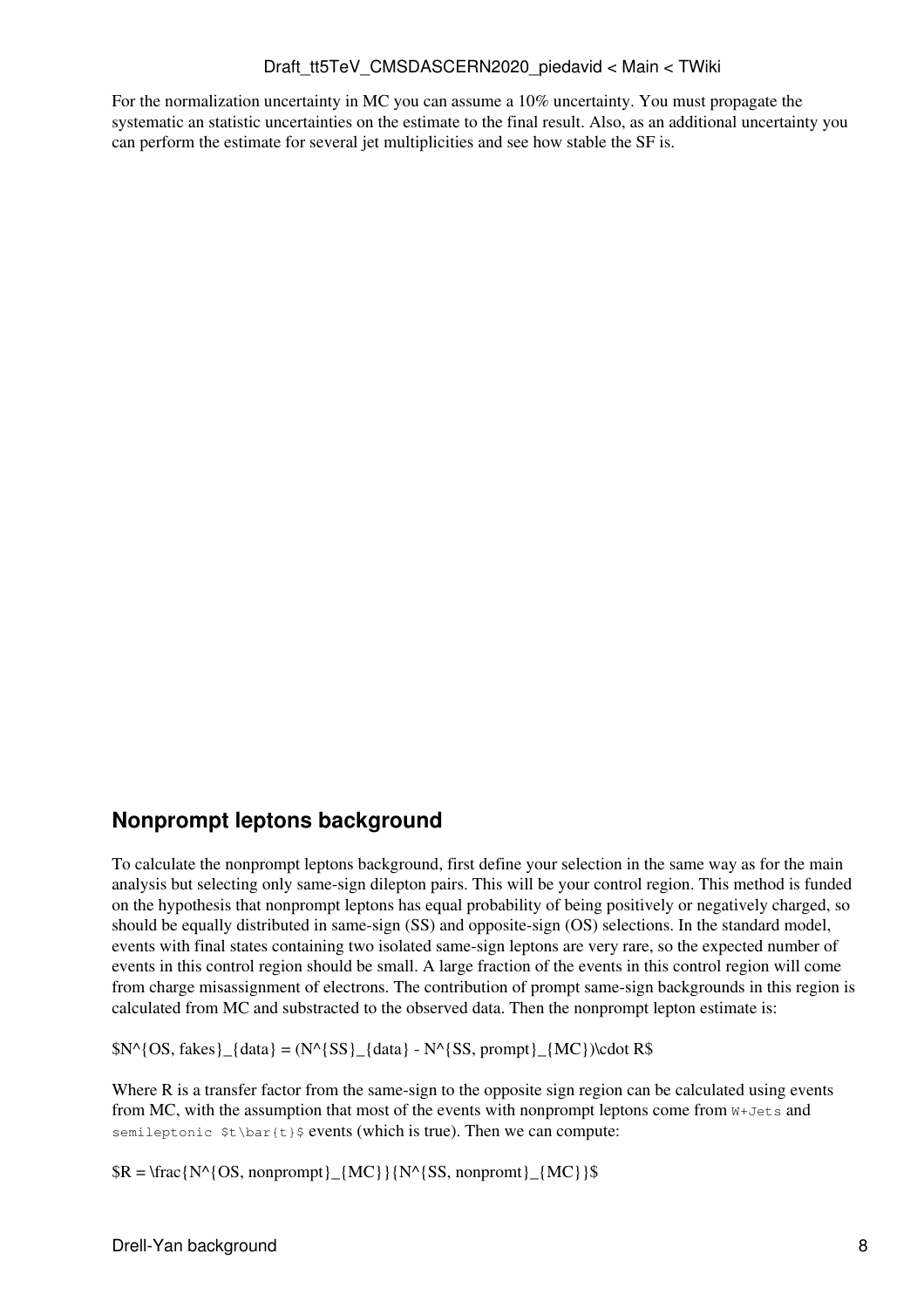For the normalization uncertainty in MC you can assume a 10% uncertainty. You must propagate the systematic an statistic uncertainties on the estimate to the final result. Also, as an additional uncertainty you can perform the estimate for several jet multiplicities and see how stable the SF is.

## Nonprompt leptons background

To calculate the nonprompt leptons background, first define your selection in the same way as for the main analysis but selecting only same-sign dilepton pairs. This will be your control region. This method is funded on the hypothesis that nonprompt leptons has equal probability of being positively or negatively charged, so should be equally distributed in same-sign (SS) and opposite-sign (OS) selections. In the standard model, events with final states containing two isolated same-sign leptons are very rare, so the expected number of events in this control region should be small. A large fraction of the events in this control region will come from charge misassignment of electrons. The contribution of prompt same-sign backgrounds in this region is calculated from MC and substracted to the observed data. Then the nonprompt lepton estimate is:

$N^{OS, fakes}_{data} = (N^{SS}_{data} - N^{SS, prompt}_{MC})\cdot R$

Where R is a transfer factor from the same-sign to the opposite sign region can be calculated using events from MC, with the assumption that most of the events with nonprompt leptons come from `W+Jets` and `semileptonic $t\bar{t}$` events (which is true). Then we can compute:

$R = \frac{N^{OS, nonprompt}_{MC}}{N^{SS, nonpromt}_{MC}}$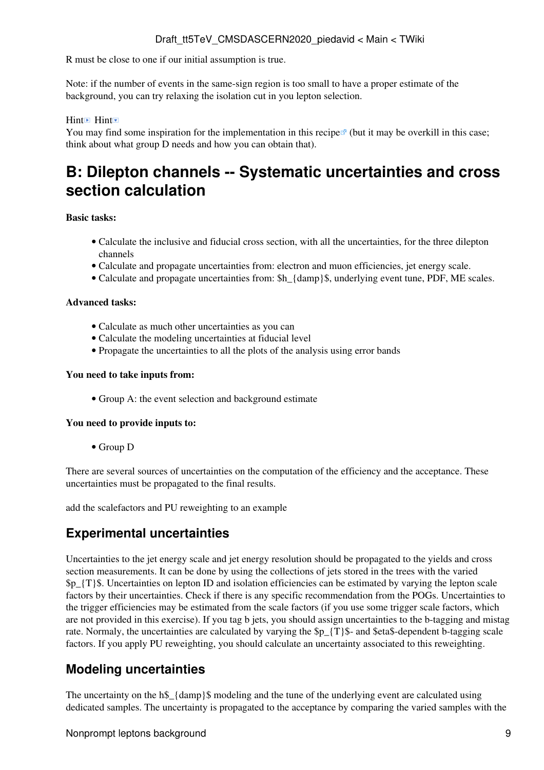R must be close to one if our initial assumption is true.

Note: if the number of events in the same-sign region is too small to have a proper estimate of the background, you can try relaxing the isolation cut in you lepton selection.

Hint Hint
You may find some inspiration for the implementation in this recipe (but it may be overkill in this case; think about what group D needs and how you can obtain that).

# B: Dilepton channels -- Systematic uncertainties and cross section calculation

**Basic tasks:**

- Calculate the inclusive and fiducial cross section, with all the uncertainties, for the three dilepton channels
- Calculate and propagate uncertainties from: electron and muon efficiencies, jet energy scale.
- Calculate and propagate uncertainties from: $h_{damp}$, underlying event tune, PDF, ME scales.

**Advanced tasks:**

- Calculate as much other uncertainties as you can
- Calculate the modeling uncertainties at fiducial level
- Propagate the uncertainties to all the plots of the analysis using error bands

**You need to take inputs from:**

- Group A: the event selection and background estimate

**You need to provide inputs to:**

- Group D

There are several sources of uncertainties on the computation of the efficiency and the acceptance. These uncertainties must be propagated to the final results.

add the scalefactors and PU reweighting to an example

## Experimental uncertainties

Uncertainties to the jet energy scale and jet energy resolution should be propagated to the yields and cross section measurements. It can be done by using the collections of jets stored in the trees with the varied $p_{T}$. Uncertainties on lepton ID and isolation efficiencies can be estimated by varying the lepton scale factors by their uncertainties. Check if there is any specific recommendation from the POGs. Uncertainties to the trigger efficiencies may be estimated from the scale factors (if you use some trigger scale factors, which are not provided in this exercise). If you tag b jets, you should assign uncertainties to the b-tagging and mistag rate. Normaly, the uncertainties are calculated by varying the $p_{T}$- and $eta$-dependent b-tagging scale factors. If you apply PU reweighting, you should calculate an uncertainty associated to this reweighting.

## Modeling uncertainties

The uncertainty on the h$_{damp}$ modeling and the tune of the underlying event are calculated using dedicated samples. The uncertainty is propagated to the acceptance by comparing the varied samples with the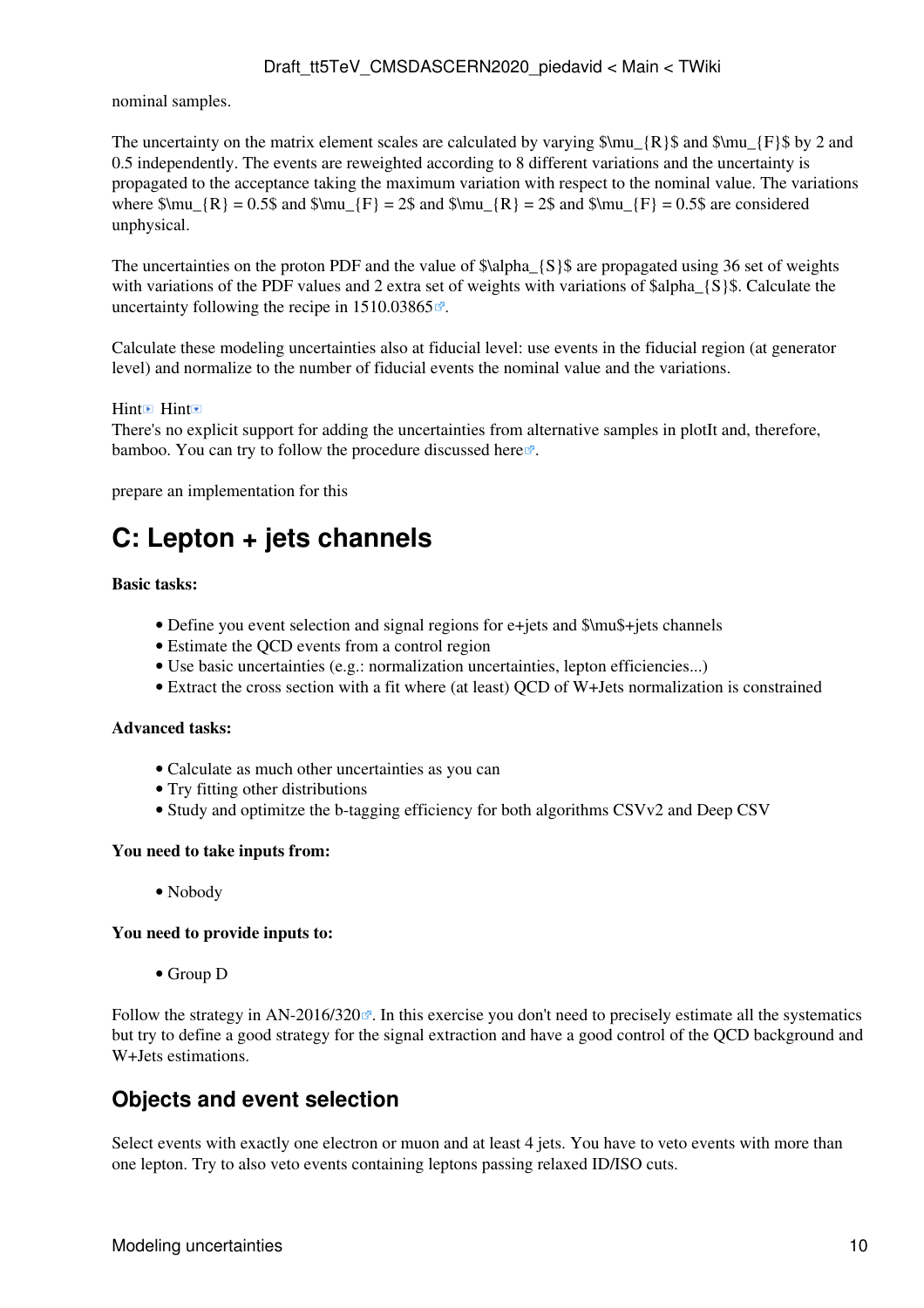nominal samples.

The uncertainty on the matrix element scales are calculated by varying $\mu_{R}$ and $\mu_{F}$ by 2 and 0.5 independently. The events are reweighted according to 8 different variations and the uncertainty is propagated to the acceptance taking the maximum variation with respect to the nominal value. The variations where $\mu_{R} = 0.5$ and $\mu_{F} = 2$ and $\mu_{R} = 2$ and $\mu_{F} = 0.5$ are considered unphysical.

The uncertainties on the proton PDF and the value of $\alpha_{S}$ are propagated using 36 set of weights with variations of the PDF values and 2 extra set of weights with variations of $\alpha_{S}$. Calculate the uncertainty following the recipe in 1510.03865.

Calculate these modeling uncertainties also at fiducial level: use events in the fiducial region (at generator level) and normalize to the number of fiducial events the nominal value and the variations.

Hint Hint
There's no explicit support for adding the uncertainties from alternative samples in plotIt and, therefore, bamboo. You can try to follow the procedure discussed here.

prepare an implementation for this

# C: Lepton + jets channels

**Basic tasks:**

- Define you event selection and signal regions for e+jets and $\mu$+jets channels
- Estimate the QCD events from a control region
- Use basic uncertainties (e.g.: normalization uncertainties, lepton efficiencies...)
- Extract the cross section with a fit where (at least) QCD of W+Jets normalization is constrained

**Advanced tasks:**

- Calculate as much other uncertainties as you can
- Try fitting other distributions
- Study and optimitze the b-tagging efficiency for both algorithms CSVv2 and Deep CSV

**You need to take inputs from:**

- Nobody

**You need to provide inputs to:**

- Group D

Follow the strategy in AN-2016/320. In this exercise you don't need to precisely estimate all the systematics but try to define a good strategy for the signal extraction and have a good control of the QCD background and W+Jets estimations.

## Objects and event selection

Select events with exactly one electron or muon and at least 4 jets. You have to veto events with more than one lepton. Try to also veto events containing leptons passing relaxed ID/ISO cuts.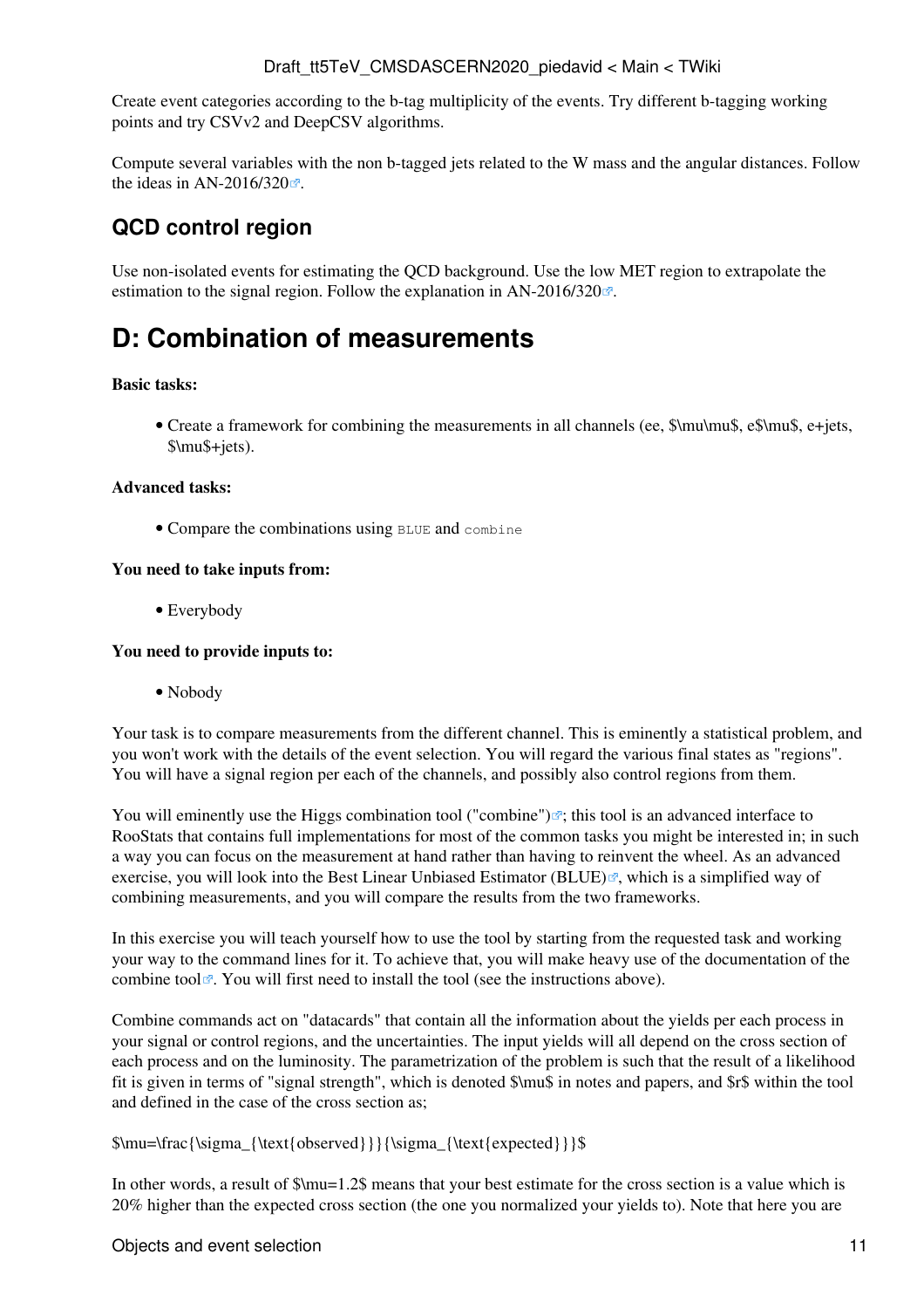Create event categories according to the b-tag multiplicity of the events. Try different b-tagging working points and try CSVv2 and DeepCSV algorithms.

Compute several variables with the non b-tagged jets related to the W mass and the angular distances. Follow the ideas in AN-2016/320.

## QCD control region

Use non-isolated events for estimating the QCD background. Use the low MET region to extrapolate the estimation to the signal region. Follow the explanation in AN-2016/320.

# D: Combination of measurements

**Basic tasks:**

- Create a framework for combining the measurements in all channels (ee, $\mu\mu$, e$\mu$, e+jets, $\mu$+jets).

**Advanced tasks:**

- Compare the combinations using `BLUE` and `combine`

**You need to take inputs from:**

- Everybody

**You need to provide inputs to:**

- Nobody

Your task is to compare measurements from the different channel. This is eminently a statistical problem, and you won't work with the details of the event selection. You will regard the various final states as "regions". You will have a signal region per each of the channels, and possibly also control regions from them.

You will eminently use the Higgs combination tool ("combine"); this tool is an advanced interface to RooStats that contains full implementations for most of the common tasks you might be interested in; in such a way you can focus on the measurement at hand rather than having to reinvent the wheel. As an advanced exercise, you will look into the Best Linear Unbiased Estimator (BLUE), which is a simplified way of combining measurements, and you will compare the results from the two frameworks.

In this exercise you will teach yourself how to use the tool by starting from the requested task and working your way to the command lines for it. To achieve that, you will make heavy use of the documentation of the combine tool. You will first need to install the tool (see the instructions above).

Combine commands act on "datacards" that contain all the information about the yields per each process in your signal or control regions, and the uncertainties. The input yields will all depend on the cross section of each process and on the luminosity. The parametrization of the problem is such that the result of a likelihood fit is given in terms of "signal strength", which is denoted $\mu$ in notes and papers, and $r$ within the tool and defined in the case of the cross section as;

$$\mu=\frac{\sigma_{\text{observed}}}{\sigma_{\text{expected}}}$$

In other words, a result of $\mu=1.2$ means that your best estimate for the cross section is a value which is 20% higher than the expected cross section (the one you normalized your yields to). Note that here you are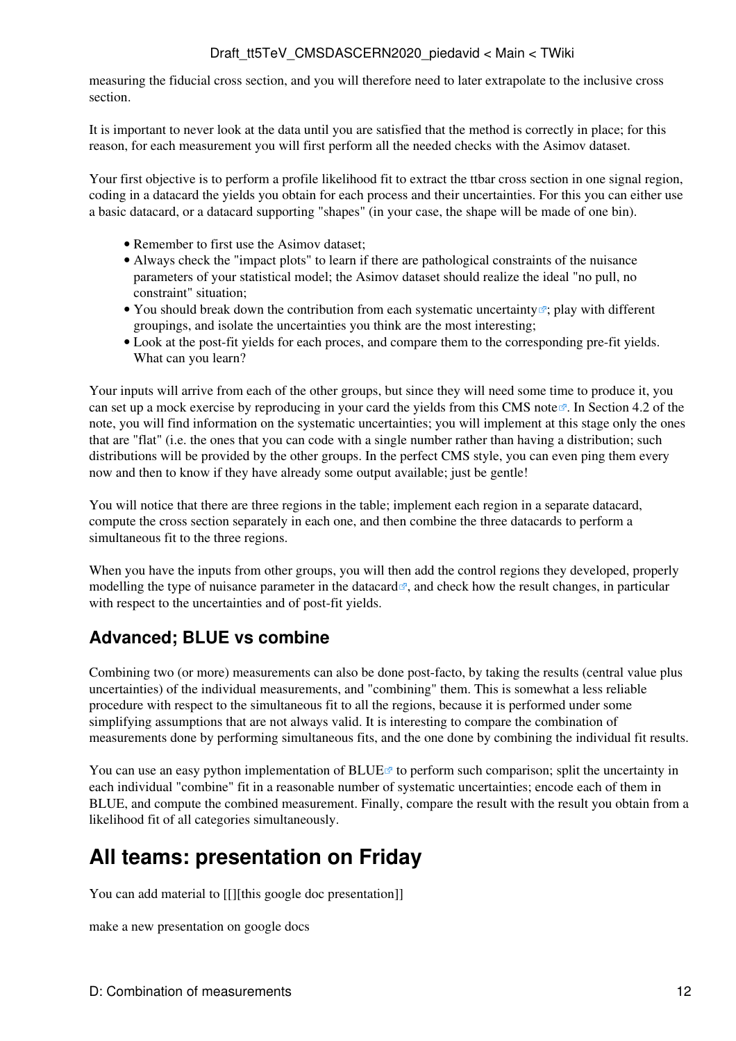measuring the fiducial cross section, and you will therefore need to later extrapolate to the inclusive cross section.

It is important to never look at the data until you are satisfied that the method is correctly in place; for this reason, for each measurement you will first perform all the needed checks with the Asimov dataset.

Your first objective is to perform a profile likelihood fit to extract the ttbar cross section in one signal region, coding in a datacard the yields you obtain for each process and their uncertainties. For this you can either use a basic datacard, or a datacard supporting "shapes" (in your case, the shape will be made of one bin).

- Remember to first use the Asimov dataset;
- Always check the "impact plots" to learn if there are pathological constraints of the nuisance parameters of your statistical model; the Asimov dataset should realize the ideal "no pull, no constraint" situation;
- You should break down the contribution from each systematic uncertainty; play with different groupings, and isolate the uncertainties you think are the most interesting;
- Look at the post-fit yields for each proces, and compare them to the corresponding pre-fit yields. What can you learn?

Your inputs will arrive from each of the other groups, but since they will need some time to produce it, you can set up a mock exercise by reproducing in your card the yields from this CMS note. In Section 4.2 of the note, you will find information on the systematic uncertainties; you will implement at this stage only the ones that are "flat" (i.e. the ones that you can code with a single number rather than having a distribution; such distributions will be provided by the other groups. In the perfect CMS style, you can even ping them every now and then to know if they have already some output available; just be gentle!

You will notice that there are three regions in the table; implement each region in a separate datacard, compute the cross section separately in each one, and then combine the three datacards to perform a simultaneous fit to the three regions.

When you have the inputs from other groups, you will then add the control regions they developed, properly modelling the type of nuisance parameter in the datacard, and check how the result changes, in particular with respect to the uncertainties and of post-fit yields.

### Advanced; BLUE vs combine

Combining two (or more) measurements can also be done post-facto, by taking the results (central value plus uncertainties) of the individual measurements, and "combining" them. This is somewhat a less reliable procedure with respect to the simultaneous fit to all the regions, because it is performed under some simplifying assumptions that are not always valid. It is interesting to compare the combination of measurements done by performing simultaneous fits, and the one done by combining the individual fit results.

You can use an easy python implementation of BLUE to perform such comparison; split the uncertainty in each individual "combine" fit in a reasonable number of systematic uncertainties; encode each of them in BLUE, and compute the combined measurement. Finally, compare the result with the result you obtain from a likelihood fit of all categories simultaneously.

## All teams: presentation on Friday

You can add material to [[][this google doc presentation]]

make a new presentation on google docs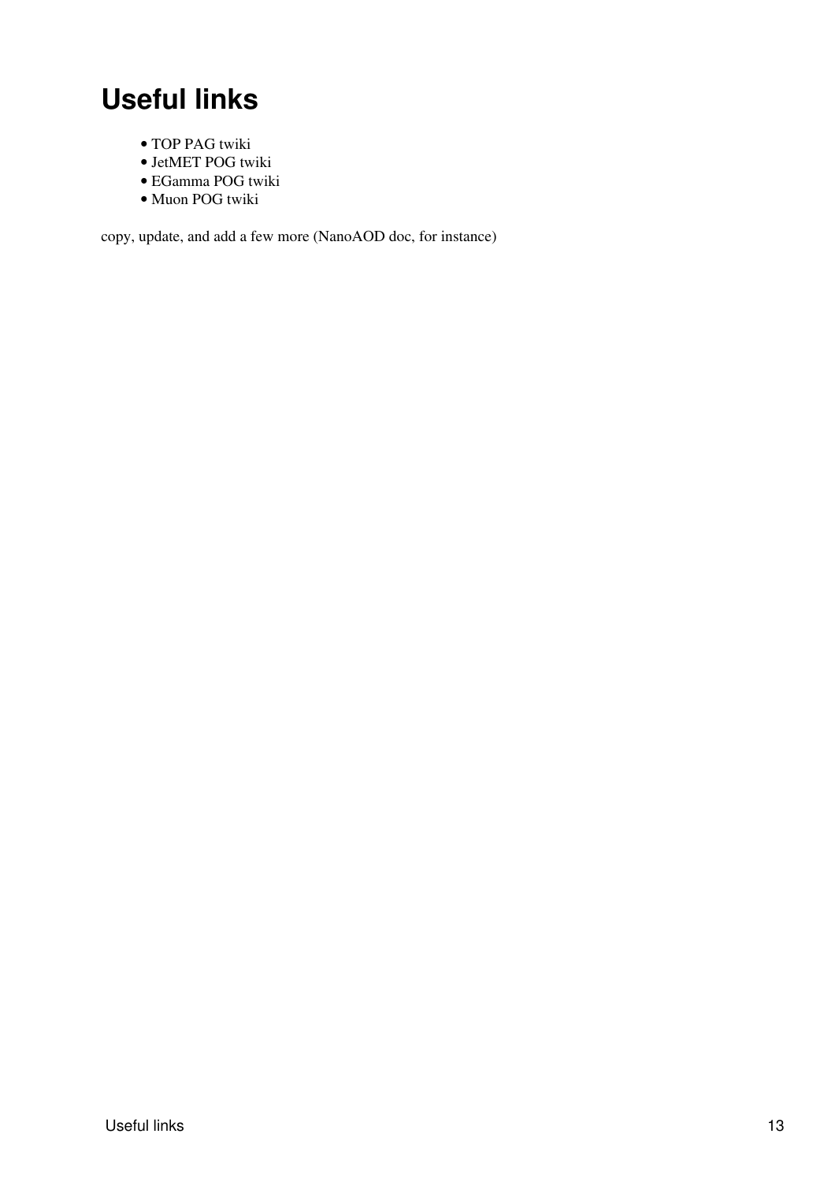# Useful links

- TOP PAG twiki
- JetMET POG twiki
- EGamma POG twiki
- Muon POG twiki

copy, update, and add a few more (NanoAOD doc, for instance)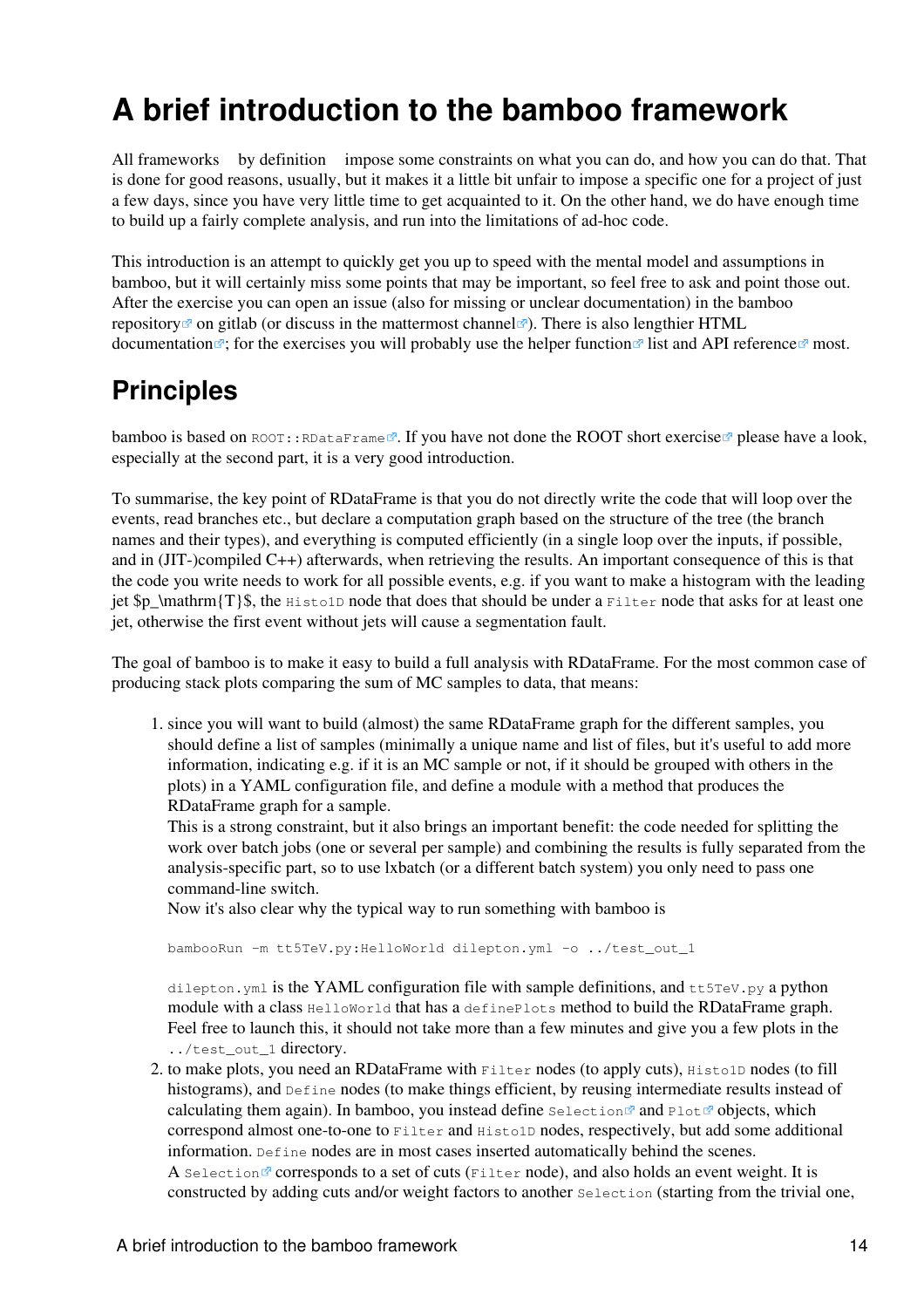# A brief introduction to the bamboo framework

All frameworks by definition impose some constraints on what you can do, and how you can do that. That is done for good reasons, usually, but it makes it a little bit unfair to impose a specific one for a project of just a few days, since you have very little time to get acquainted to it. On the other hand, we do have enough time to build up a fairly complete analysis, and run into the limitations of ad-hoc code.

This introduction is an attempt to quickly get you up to speed with the mental model and assumptions in bamboo, but it will certainly miss some points that may be important, so feel free to ask and point those out. After the exercise you can open an issue (also for missing or unclear documentation) in the bamboo repository on gitlab (or discuss in the mattermost channel). There is also lengthier HTML documentation; for the exercises you will probably use the helper function list and API reference most.

## Principles

bamboo is based on `ROOT::RDataFrame`. If you have not done the ROOT short exercise please have a look, especially at the second part, it is a very good introduction.

To summarise, the key point of RDataFrame is that you do not directly write the code that will loop over the events, read branches etc., but declare a computation graph based on the structure of the tree (the branch names and their types), and everything is computed efficiently (in a single loop over the inputs, if possible, and in (JIT-)compiled C++) afterwards, when retrieving the results. An important consequence of this is that the code you write needs to work for all possible events, e.g. if you want to make a histogram with the leading jet $p_\mathrm{T}$, the `Histo1D` node that does that should be under a `Filter` node that asks for at least one jet, otherwise the first event without jets will cause a segmentation fault.

The goal of bamboo is to make it easy to build a full analysis with RDataFrame. For the most common case of producing stack plots comparing the sum of MC samples to data, that means:

1. since you will want to build (almost) the same RDataFrame graph for the different samples, you should define a list of samples (minimally a unique name and list of files, but it's useful to add more information, indicating e.g. if it is an MC sample or not, if it should be grouped with others in the plots) in a YAML configuration file, and define a module with a method that produces the RDataFrame graph for a sample.
   This is a strong constraint, but it also brings an important benefit: the code needed for splitting the work over batch jobs (one or several per sample) and combining the results is fully separated from the analysis-specific part, so to use lxbatch (or a different batch system) you only need to pass one command-line switch.
   Now it's also clear why the typical way to run something with bamboo is

   ```
   bambooRun -m tt5TeV.py:HelloWorld dilepton.yml -o ../test_out_1
   ```

   `dilepton.yml` is the YAML configuration file with sample definitions, and `tt5TeV.py` a python module with a class `HelloWorld` that has a `definePlots` method to build the RDataFrame graph. Feel free to launch this, it should not take more than a few minutes and give you a few plots in the `../test_out_1` directory.
2. to make plots, you need an RDataFrame with `Filter` nodes (to apply cuts), `Histo1D` nodes (to fill histograms), and `Define` nodes (to make things efficient, by reusing intermediate results instead of calculating them again). In bamboo, you instead define `Selection` and `Plot` objects, which correspond almost one-to-one to `Filter` and `Histo1D` nodes, respectively, but add some additional information. `Define` nodes are in most cases inserted automatically behind the scenes.
   A `Selection` corresponds to a set of cuts (`Filter` node), and also holds an event weight. It is constructed by adding cuts and/or weight factors to another `Selection` (starting from the trivial one,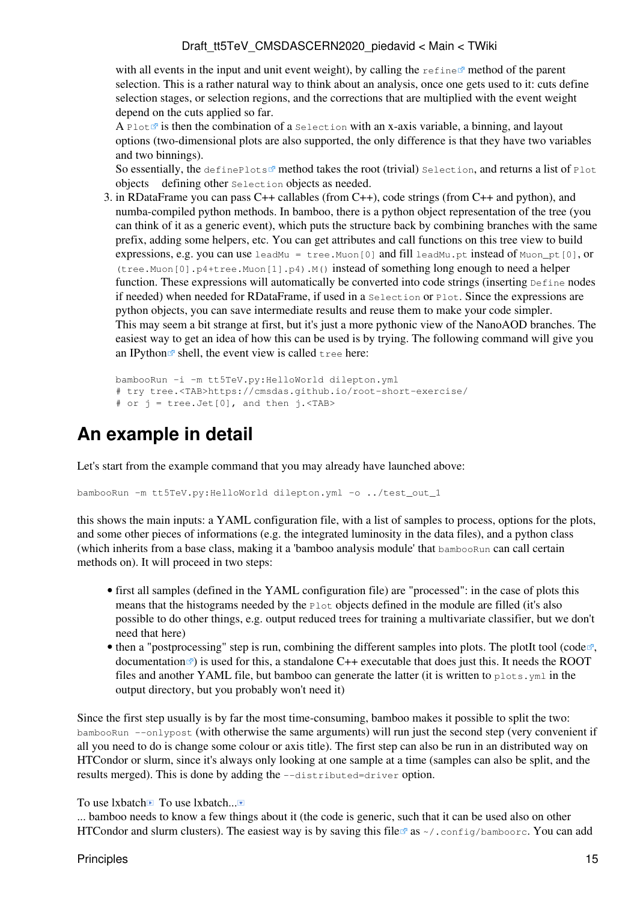with all events in the input and unit event weight), by calling the `refine` method of the parent selection. This is a rather natural way to think about an analysis, once one gets used to it: cuts define selection stages, or selection regions, and the corrections that are multiplied with the event weight depend on the cuts applied so far.
A `Plot` is then the combination of a `Selection` with an x-axis variable, a binning, and layout options (two-dimensional plots are also supported, the only difference is that they have two variables and two binnings).
So essentially, the `definePlots` method takes the root (trivial) `Selection`, and returns a list of `Plot` objects defining other `Selection` objects as needed.

3. in RDataFrame you can pass C++ callables (from C++), code strings (from C++ and python), and numba-compiled python methods. In bamboo, there is a python object representation of the tree (you can think of it as a generic event), which puts the structure back by combining branches with the same prefix, adding some helpers, etc. You can get attributes and call functions on this tree view to build expressions, e.g. you can use `leadMu = tree.Muon[0]` and fill `leadMu.pt` instead of `Muon_pt[0]`, or `(tree.Muon[0].p4+tree.Muon[1].p4).M()` instead of something long enough to need a helper function. These expressions will automatically be converted into code strings (inserting `Define` nodes if needed) when needed for RDataFrame, if used in a `Selection` or `Plot`. Since the expressions are python objects, you can save intermediate results and reuse them to make your code simpler.
This may seem a bit strange at first, but it's just a more pythonic view of the NanoAOD branches. The easiest way to get an idea of how this can be used is by trying. The following command will give you an IPython shell, the event view is called `tree` here:

```
bambooRun -i -m tt5TeV.py:HelloWorld dilepton.yml
# try tree.<TAB>https://cmsdas.github.io/root-short-exercise/
# or j = tree.Jet[0], and then j.<TAB>
```

# An example in detail

Let's start from the example command that you may already have launched above:

```
bambooRun -m tt5TeV.py:HelloWorld dilepton.yml -o ../test_out_1
```

this shows the main inputs: a YAML configuration file, with a list of samples to process, options for the plots, and some other pieces of informations (e.g. the integrated luminosity in the data files), and a python class (which inherits from a base class, making it a 'bamboo analysis module' that `bambooRun` can call certain methods on). It will proceed in two steps:

- first all samples (defined in the YAML configuration file) are "processed": in the case of plots this means that the histograms needed by the `Plot` objects defined in the module are filled (it's also possible to do other things, e.g. output reduced trees for training a multivariate classifier, but we don't need that here)
- then a "postprocessing" step is run, combining the different samples into plots. The plotIt tool (code, documentation) is used for this, a standalone C++ executable that does just this. It needs the ROOT files and another YAML file, but bamboo can generate the latter (it is written to `plots.yml` in the output directory, but you probably won't need it)

Since the first step usually is by far the most time-consuming, bamboo makes it possible to split the two: `bambooRun --onlypost` (with otherwise the same arguments) will run just the second step (very convenient if all you need to do is change some colour or axis title). The first step can also be run in an distributed way on HTCondor or slurm, since it's always only looking at one sample at a time (samples can also be split, and the results merged). This is done by adding the `--distributed=driver` option.

To use lxbatch To use lxbatch...
... bamboo needs to know a few things about it (the code is generic, such that it can be used also on other HTCondor and slurm clusters). The easiest way is by saving this file as `~/.config/bamboorc`. You can add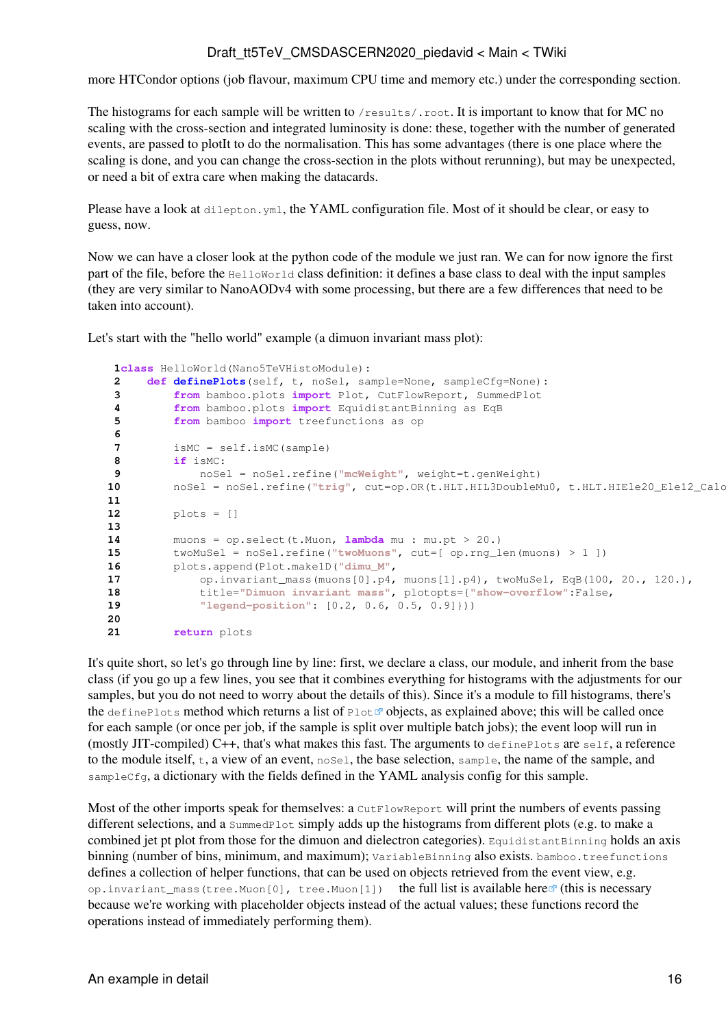more HTCondor options (job flavour, maximum CPU time and memory etc.) under the corresponding section.

The histograms for each sample will be written to `/results/.root`. It is important to know that for MC no scaling with the cross-section and integrated luminosity is done: these, together with the number of generated events, are passed to plotIt to do the normalisation. This has some advantages (there is one place where the scaling is done, and you can change the cross-section in the plots without rerunning), but may be unexpected, or need a bit of extra care when making the datacards.

Please have a look at `dileption.yml`, the YAML configuration file. Most of it should be clear, or easy to guess, now.

Now we can have a closer look at the python code of the module we just ran. We can for now ignore the first part of the file, before the `HelloWorld` class definition: it defines a base class to deal with the input samples (they are very similar to NanoAODv4 with some processing, but there are a few differences that need to be taken into account).

Let's start with the "hello world" example (a dimuon invariant mass plot):

```
1class HelloWorld(Nano5TeVHistoModule):
2    def definePlots(self, t, noSel, sample=None, sampleCfg=None):
3        from bamboo.plots import Plot, CutFlowReport, SummedPlot
4        from bamboo.plots import EquidistantBinning as EqB
5        from bamboo import treefunctions as op
6
7        isMC = self.isMC(sample)
8        if isMC:
9            noSel = noSel.refine("mcWeight", weight=t.genWeight)
10       noSel = noSel.refine("trig", cut=op.OR(t.HLT.HIL3DoubleMu0, t.HLT.HIEle20_Ele12_Calo
11
12       plots = []
13
14       muons = op.select(t.Muon, lambda mu : mu.pt > 20.)
15       twoMuSel = noSel.refine("twoMuons", cut=[ op.rng_len(muons) > 1 ])
16       plots.append(Plot.make1D("dimu_M",
17           op.invariant_mass(muons[0].p4, muons[1].p4), twoMuSel, EqB(100, 20., 120.),
18           title="Dimuon invariant mass", plotopts={"show-overflow":False,
19           "legend-position": [0.2, 0.6, 0.5, 0.9]}))
20
21       return plots
```

It's quite short, so let's go through line by line: first, we declare a class, our module, and inherit from the base class (if you go up a few lines, you see that it combines everything for histograms with the adjustments for our samples, but you do not need to worry about the details of this). Since it's a module to fill histograms, there's the `definePlots` method which returns a list of `Plot` objects, as explained above; this will be called once for each sample (or once per job, if the sample is split over multiple batch jobs); the event loop will run in (mostly JIT-compiled) C++, that's what makes this fast. The arguments to `definePlots` are `self`, a reference to the module itself, `t`, a view of an event, `noSel`, the base selection, `sample`, the name of the sample, and `sampleCfg`, a dictionary with the fields defined in the YAML analysis config for this sample.

Most of the other imports speak for themselves: a `CutFlowReport` will print the numbers of events passing different selections, and a `SummedPlot` simply adds up the histograms from different plots (e.g. to make a combined jet pt plot from those for the dimuon and dielectron categories). `EquidistantBinning` holds an axis binning (number of bins, minimum, and maximum); `VariableBinning` also exists. `bamboo.treefunctions` defines a collection of helper functions, that can be used on objects retrieved from the event view, e.g. `op.invariant_mass(tree.Muon[0], tree.Muon[1])` the full list is available here (this is necessary because we're working with placeholder objects instead of the actual values; these functions record the operations instead of immediately performing them).

An example in detail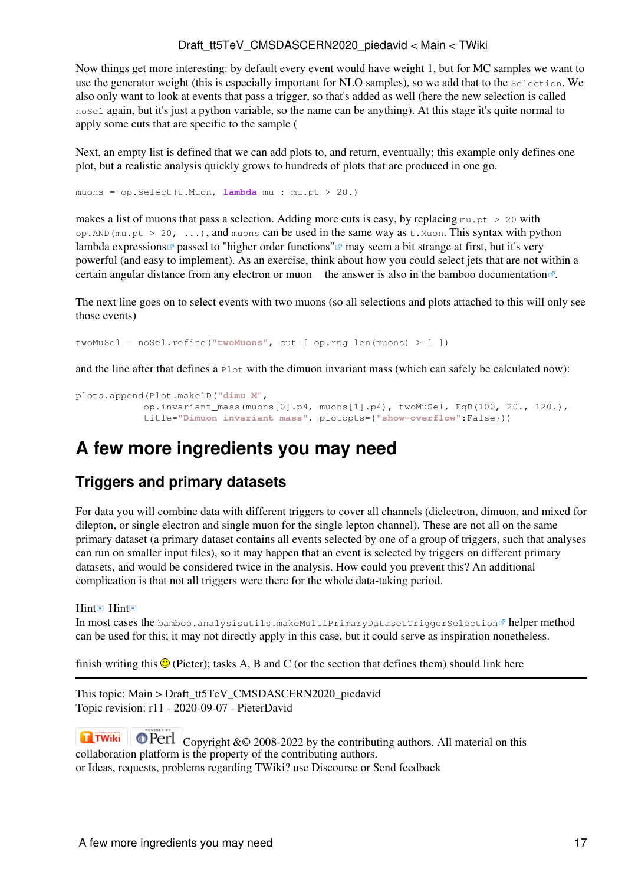Now things get more interesting: by default every event would have weight 1, but for MC samples we want to use the generator weight (this is especially important for NLO samples), so we add that to the `Selection`. We also only want to look at events that pass a trigger, so that's added as well (here the new selection is called `noSel` again, but it's just a python variable, so the name can be anything). At this stage it's quite normal to apply some cuts that are specific to the sample (

Next, an empty list is defined that we can add plots to, and return, eventually; this example only defines one plot, but a realistic analysis quickly grows to hundreds of plots that are produced in one go.

```
muons = op.select(t.Muon, lambda mu : mu.pt > 20.)
```

makes a list of muons that pass a selection. Adding more cuts is easy, by replacing `mu.pt > 20` with `op.AND(mu.pt > 20, ...)`, and `muons` can be used in the same way as `t.Muon`. This syntax with python lambda expressions passed to "higher order functions" may seem a bit strange at first, but it's very powerful (and easy to implement). As an exercise, think about how you could select jets that are not within a certain angular distance from any electron or muon   the answer is also in the bamboo documentation.

The next line goes on to select events with two muons (so all selections and plots attached to this will only see those events)

```
twoMuSel = noSel.refine("twoMuons", cut=[ op.rng_len(muons) > 1 ])
```

and the line after that defines a `Plot` with the dimuon invariant mass (which can safely be calculated now):

```
plots.append(Plot.make1D("dimu_M",
            op.invariant_mass(muons[0].p4, muons[1].p4), twoMuSel, EqB(100, 20., 120.),
            title="Dimuon invariant mass", plotopts={"show-overflow":False}))
```

# A few more ingredients you may need

## Triggers and primary datasets

For data you will combine data with different triggers to cover all channels (dielectron, dimuon, and mixed for dilepton, or single electron and single muon for the single lepton channel). These are not all on the same primary dataset (a primary dataset contains all events selected by one of a group of triggers, such that analyses can run on smaller input files), so it may happen that an event is selected by triggers on different primary datasets, and would be considered twice in the analysis. How could you prevent this? An additional complication is that not all triggers were there for the whole data-taking period.

Hint Hint

In most cases the `bamboo.analysisutils.makeMultiPrimaryDatasetTriggerSelection` helper method can be used for this; it may not directly apply in this case, but it could serve as inspiration nonetheless.

finish writing this 🙂 (Pieter); tasks A, B and C (or the section that defines them) should link here

---

This topic: Main > Draft_tt5TeV_CMSDASCERN2020_piedavid
Topic revision: r11 - 2020-09-07 - PieterDavid

Copyright &© 2008-2022 by the contributing authors. All material on this collaboration platform is the property of the contributing authors.
or Ideas, requests, problems regarding TWiki? use Discourse or Send feedback